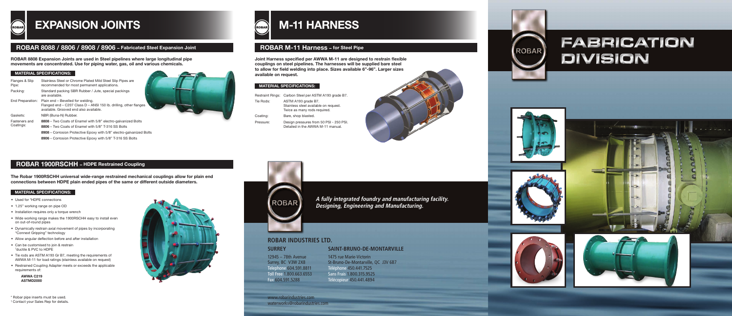# EXPANSION JOINTS

## ROBAR 8088 / 8806 / 8908 / 8906 – Fabricated Steel Expansion Joint

**ROBAR 8808 Expansion Joints are used in Steel pipelines where large longitudinal pipe movements are concentrated. Use for piping water, gas, oil and various chemicals.**

### MATERIAL SPECIFICATIONS:

| | |
|---|---|
| Flanges & Slip Pipe: | Stainless Steel or Chrome Plated Mild Steel Slip Pipes are recommended for most permanent applications. |
| Packing: | Standard packing SBR Rubber / Jute, special packings are available. |
| End Preparation: | Plain end – Bevelled for welding. Flanged end – C207 Class D – ANSI 150 lb. drilling, other flanges available. Grooved end also available. |
| Gaskets: | NBR (Buna-N) Rubber. |
| Fasteners and Coatings: | **8808** – Two Coats of Enamel with 5/8" electro-galvanized Bolts<br>**8806** – Two Coats of Enamel with 5/8" T-316 SS Bolts<br>**8908** – Corrosion Protective Epoxy with 5/8" electro-galvanized Bolts<br>**8906** – Corrosion Protective Epoxy with 5/8" T-316 SS Bolts |

## ROBAR 1900RSCHH – HDPE Restrained Coupling

**The Robar 1900RSCHH universal wide-range restrained mechanical couplings allow for plain end connections between HDPE plain ended pipes of the same or different outside diameters.**

### MATERIAL SPECIFICATIONS:

- Used for *HDPE connections
- 1.25" working range on pipe OD
- Installation requires only a torque wrench
- Wide working range makes the 1900RSCHH easy to install even on out-of-round pipes
- Dynamically restrain axial movement of pipes by incorporating "Connext Gripping" technology
- Allow angular deflection before and after installation
- Can be customised to join & restrain †ductile & PVC to HDPE
- Tie rods are ASTM A193 Gr B7, meeting the requirements of AWWA M-11 for load ratings (stainless available on request)
- Restrained Coupling Adapter meets or exceeds the applicable requirements of:

  **AWWA C219**
  **ASTMD2000**

* Robar pipe inserts must be used.
† Contact your Sales Rep for details.

# M-11 HARNESS

## ROBAR M-11 Harness – for Steel Pipe

**Joint Harness specified per AWWA M-11 are designed to restrain flexible couplings on steel pipelines. The harnesses will be supplied bare steel to allow for field welding into place. Sizes available 6"-96". Larger sizes available on request.**

### MATERIAL SPECIFICATIONS:

| | |
|---|---|
| Restraint Rings: | Carbon Steel per ASTM A193 grade B7. |
| Tie Rods: | ASTM A193 grade B7. Stainless steel available on request. Twice as many rods required. |
| Coating: | Bare, shop blasted. |
| Pressure: | Design pressures from 50 PSI - 250 PSI. Detailed in the AWWA M-11 manual. |

ROBAR

*A fully integrated foundry and manufacturing facility. Designing, Engineering and Manufacturing.*

## ROBAR INDUSTRIES LTD.

**SURREY**

12945 – 78th Avenue
Surrey, BC V3W 2X8
Telephone 604.591.8811
Toll Free 1.800.663.6553
Fax 604.591.5288

**SAINT-BRUNO-DE-MONTARVILLE**

1475 rue Marie-Victorin
St-Bruno-De-Montarville, QC J3V 6B7
Téléphone 450.441.7525
Sans Frais 1.800.315.9525
Télécopieur 450.441.4894

www.robarindustries.com
waterworks@robarindustries.com

ROBAR

# FABRICATION DIVISION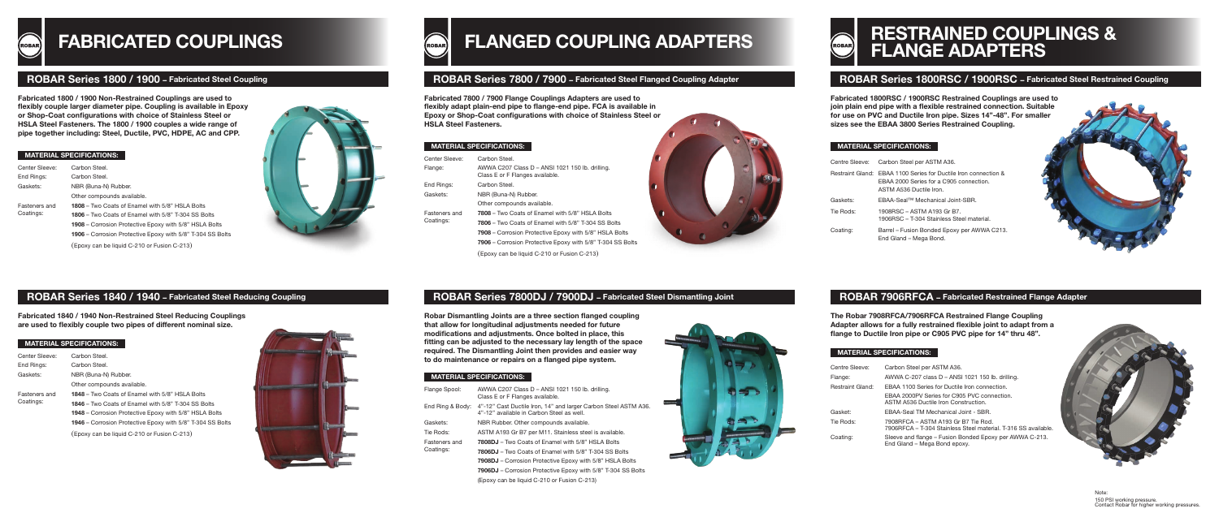# FABRICATED COUPLINGS

## ROBAR Series 1800 / 1900 – Fabricated Steel Coupling

**Fabricated 1800 / 1900 Non-Restrained Couplings are used to flexibly couple larger diameter pipe. Coupling is available in Epoxy or Shop-Coat configurations with choice of Stainless Steel or HSLA Steel Fasteners. The 1800 / 1900 couples a wide range of pipe together including: Steel, Ductile, PVC, HDPE, AC and CPP.**

### MATERIAL SPECIFICATIONS:

| | |
|---|---|
| Center Sleeve: | Carbon Steel. |
| End Rings: | Carbon Steel. |
| Gaskets: | NBR (Buna-N) Rubber. Other compounds available. |
| Fasteners and Coatings: | **1808** – Two Coats of Enamel with 5/8" HSLA Bolts<br>**1806** – Two Coats of Enamel with 5/8" T-304 SS Bolts<br>**1908** – Corrosion Protective Epoxy with 5/8" HSLA Bolts<br>**1906** – Corrosion Protective Epoxy with 5/8" T-304 SS Bolts<br>(Epoxy can be liquid C-210 or Fusion C-213) |

## ROBAR Series 1840 / 1940 – Fabricated Steel Reducing Coupling

**Fabricated 1840 / 1940 Non-Restrained Steel Reducing Couplings are used to flexibly couple two pipes of different nominal size.**

### MATERIAL SPECIFICATIONS:

| | |
|---|---|
| Center Sleeve: | Carbon Steel. |
| End Rings: | Carbon Steel. |
| Gaskets: | NBR (Buna-N) Rubber. Other compounds available. |
| Fasteners and Coatings: | **1848** – Two Coats of Enamel with 5/8" HSLA Bolts<br>**1846** – Two Coats of Enamel with 5/8" T-304 SS Bolts<br>**1948** – Corrosion Protective Epoxy with 5/8" HSLA Bolts<br>**1946** – Corrosion Protective Epoxy with 5/8" T-304 SS Bolts<br>(Epoxy can be liquid C-210 or Fusion C-213) |

# FLANGED COUPLING ADAPTERS

## ROBAR Series 7800 / 7900 – Fabricated Steel Flanged Coupling Adapter

**Fabricated 7800 / 7900 Flange Couplings Adapters are used to flexibly adapt plain-end pipe to flange-end pipe. FCA is available in Epoxy or Shop-Coat configurations with choice of Stainless Steel or HSLA Steel Fasteners.**

### MATERIAL SPECIFICATIONS:

| | |
|---|---|
| Center Sleeve: | Carbon Steel. |
| Flange: | AWWA C207 Class D – ANSI 1021 150 lb. drilling. Class E or F Flanges available. |
| End Rings: | Carbon Steel. |
| Gaskets: | NBR (Buna-N) Rubber. Other compounds available. |
| Fasteners and Coatings: | **7808** – Two Coats of Enamel with 5/8" HSLA Bolts<br>**7806** – Two Coats of Enamel with 5/8" T-304 SS Bolts<br>**7908** – Corrosion Protective Epoxy with 5/8" HSLA Bolts<br>**7906** – Corrosion Protective Epoxy with 5/8" T-304 SS Bolts<br>(Epoxy can be liquid C-210 or Fusion C-213) |

## ROBAR Series 7800DJ / 7900DJ – Fabricated Steel Dismantling Joint

**Robar Dismantling Joints are a three section flanged coupling that allow for longitudinal adjustments needed for future modifications and adjustments. Once bolted in place, this fitting can be adjusted to the necessary lay length of the space required. The Dismantling Joint then provides and easier way to do maintenance or repairs on a flanged pipe system.**

### MATERIAL SPECIFICATIONS:

| | |
|---|---|
| Flange Spool: | AWWA C207 Class D – ANSI 1021 150 lb. drilling. Class E or F Flanges available. |
| End Ring & Body: | 4"-12" Cast Ductile Iron, 14" and larger Carbon Steel ANSI A36. 4"-12" available in Carbon Steel as well. |
| Gaskets: | NBR Rubber. Other compounds available. |
| Tie Rods: | ASTM A193 Gr B7 per M11. Stainless steel is available. |
| Fasteners and Coatings: | **7808DJ** – Two Coats of Enamel with 5/8" HSLA Bolts<br>**7806DJ** – Two Coats of Enamel with 5/8" T-304 SS Bolts<br>**7908DJ** – Corrosion Protective Epoxy with 5/8" HSLA Bolts<br>**7906DJ** – Corrosion Protective Epoxy with 5/8" T-304 SS Bolts<br>(Epoxy can be liquid C-210 or Fusion C-213) |

# RESTRAINED COUPLINGS & FLANGE ADAPTERS

## ROBAR Series 1800RSC / 1900RSC – Fabricated Steel Restrained Coupling

**Fabricated 1800RSC / 1900RSC Restrained Couplings are used to join plain end pipe with a flexible restrained connection. Suitable for use on PVC and Ductile Iron pipe. Sizes 14"-48". For smaller sizes see the EBAA 3800 Series Restrained Coupling.**

### MATERIAL SPECIFICATIONS:

| | |
|---|---|
| Centre Sleeve: | Carbon Steel per ASTM A36. |
| Restraint Gland: | EBAA 1100 Series for Ductile Iron connection & EBAA 2000 Series for a C905 connection. ASTM A536 Ductile Iron. |
| Gaskets: | EBAA-Seal™ Mechanical Joint-SBR. |
| Tie Rods: | 1908RSC – ASTM A193 Gr B7. 1906RSC – T-304 Stainless Steel material. |
| Coating: | Barrel – Fusion Bonded Epoxy per AWWA C213. End Gland – Mega Bond. |

## ROBAR 7906RFCA – Fabricated Restrained Flange Adapter

**The Robar 7908RFCA/7906RFCA Restrained Flange Coupling Adapter allows for a fully restrained flexible joint to adapt from a flange to Ductile Iron pipe or C905 PVC pipe for 14" thru 48".**

### MATERIAL SPECIFICATIONS:

| | |
|---|---|
| Centre Sleeve: | Carbon Steel per ASTM A36. |
| Flange: | AWWA C-207 class D – ANSI 1021 150 lb. drilling. |
| Restraint Gland: | EBAA 1100 Series for Ductile Iron connection. EBAA 2000PV Series for C905 PVC connection. ASTM A536 Ductile Iron Construction. |
| Gasket: | EBAA-Seal TM Mechanical Joint - SBR. |
| Tie Rods: | 7908RFCA – ASTM A193 Gr B7 Tie Rod. 7906RFCA – T-304 Stainless Steel material. T-316 SS available. |
| Coating: | Sleeve and flange – Fusion Bonded Epoxy per AWWA C-213. End Gland – Mega Bond epoxy. |

Note:
150 PSI working pressure.
Contact Robar for higher working pressures.